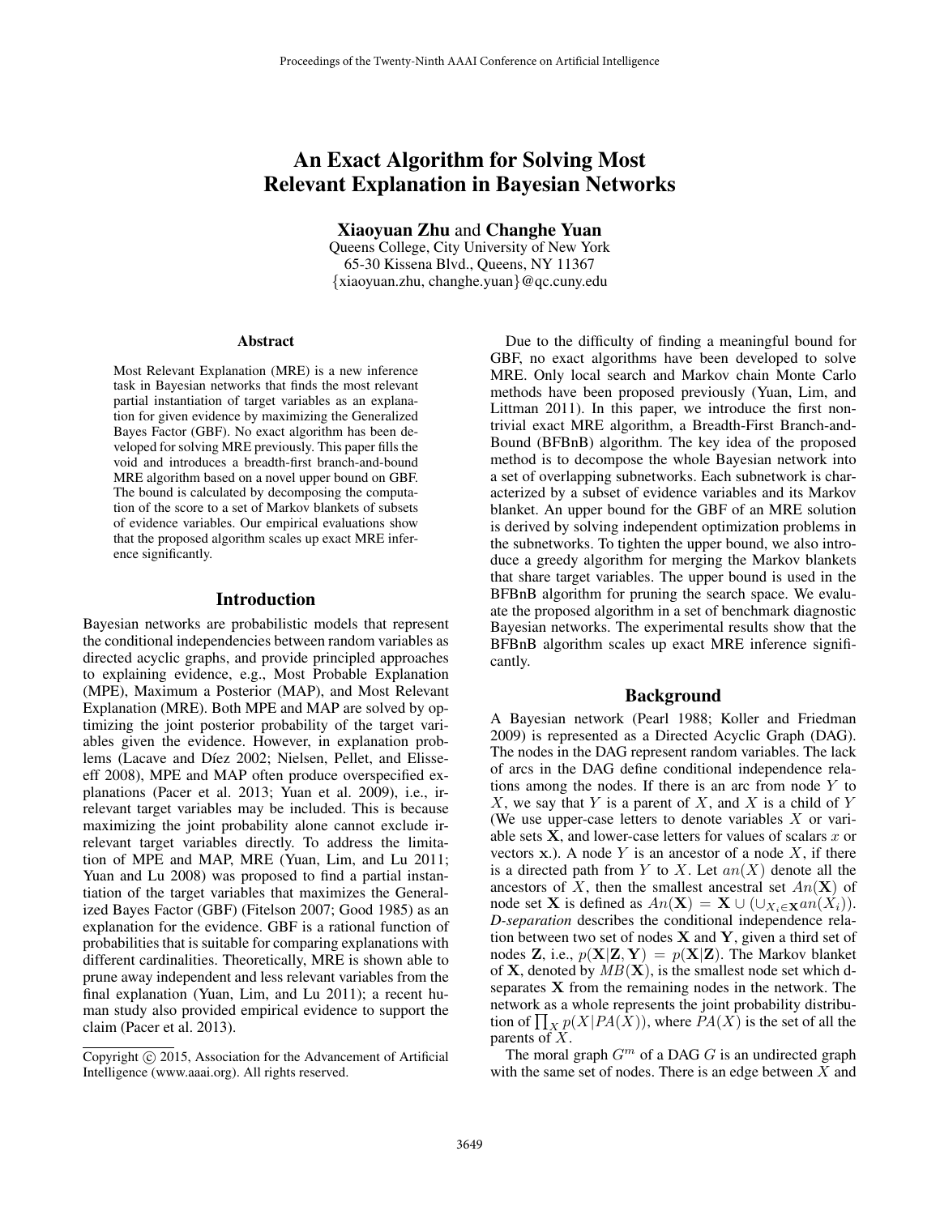# An Exact Algorithm for Solving Most Relevant Explanation in Bayesian Networks

**Xiaoyuan Zhu** and **Changhe Yuan**
Queens College, City University of New York
65-30 Kissena Blvd., Queens, NY 11367
{xiaoyuan.zhu, changhe.yuan}@qc.cuny.edu

## Abstract

Most Relevant Explanation (MRE) is a new inference task in Bayesian networks that finds the most relevant partial instantiation of target variables as an explanation for given evidence by maximizing the Generalized Bayes Factor (GBF). No exact algorithm has been developed for solving MRE previously. This paper fills the void and introduces a breadth-first branch-and-bound MRE algorithm based on a novel upper bound on GBF. The bound is calculated by decomposing the computation of the score to a set of Markov blankets of subsets of evidence variables. Our empirical evaluations show that the proposed algorithm scales up exact MRE inference significantly.

## Introduction

Bayesian networks are probabilistic models that represent the conditional independencies between random variables as directed acyclic graphs, and provide principled approaches to explaining evidence, e.g., Most Probable Explanation (MPE), Maximum a Posterior (MAP), and Most Relevant Explanation (MRE). Both MPE and MAP are solved by optimizing the joint posterior probability of the target variables given the evidence. However, in explanation problems (Lacave and Díez 2002; Nielsen, Pellet, and Elisseeff 2008), MPE and MAP often produce overspecified explanations (Pacer et al. 2013; Yuan et al. 2009), i.e., irrelevant target variables may be included. This is because maximizing the joint probability alone cannot exclude irrelevant target variables directly. To address the limitation of MPE and MAP, MRE (Yuan, Lim, and Lu 2011; Yuan and Lu 2008) was proposed to find a partial instantiation of the target variables that maximizes the Generalized Bayes Factor (GBF) (Fitelson 2007; Good 1985) as an explanation for the evidence. GBF is a rational function of probabilities that is suitable for comparing explanations with different cardinalities. Theoretically, MRE is shown able to prune away independent and less relevant variables from the final explanation (Yuan, Lim, and Lu 2011); a recent human study also provided empirical evidence to support the claim (Pacer et al. 2013).

Due to the difficulty of finding a meaningful bound for GBF, no exact algorithms have been developed to solve MRE. Only local search and Markov chain Monte Carlo methods have been proposed previously (Yuan, Lim, and Littman 2011). In this paper, we introduce the first non-trivial exact MRE algorithm, a Breadth-First Branch-and-Bound (BFBnB) algorithm. The key idea of the proposed method is to decompose the whole Bayesian network into a set of overlapping subnetworks. Each subnetwork is characterized by a subset of evidence variables and its Markov blanket. An upper bound for the GBF of an MRE solution is derived by solving independent optimization problems in the subnetworks. To tighten the upper bound, we also introduce a greedy algorithm for merging the Markov blankets that share target variables. The upper bound is used in the BFBnB algorithm for pruning the search space. We evaluate the proposed algorithm in a set of benchmark diagnostic Bayesian networks. The experimental results show that the BFBnB algorithm scales up exact MRE inference significantly.

## Background

A Bayesian network (Pearl 1988; Koller and Friedman 2009) is represented as a Directed Acyclic Graph (DAG). The nodes in the DAG represent random variables. The lack of arcs in the DAG define conditional independence relations among the nodes. If there is an arc from node $Y$ to $X$, we say that $Y$ is a parent of $X$, and $X$ is a child of $Y$ (We use upper-case letters to denote variables $X$ or variable sets $\mathbf{X}$, and lower-case letters for values of scalars $x$ or vectors $\mathbf{x}$.). A node $Y$ is an ancestor of a node $X$, if there is a directed path from $Y$ to $X$. Let $an(X)$ denote all the ancestors of $X$, then the smallest ancestral set $An(\mathbf{X})$ of node set $\mathbf{X}$ is defined as $An(\mathbf{X}) = \mathbf{X} \cup (\cup_{X_i \in \mathbf{X}} an(X_i))$. *D-separation* describes the conditional independence relation between two set of nodes $\mathbf{X}$ and $\mathbf{Y}$, given a third set of nodes $\mathbf{Z}$, i.e., $p(\mathbf{X}|\mathbf{Z}, \mathbf{Y}) = p(\mathbf{X}|\mathbf{Z})$. The Markov blanket of $\mathbf{X}$, denoted by $MB(\mathbf{X})$, is the smallest node set which d-separates $\mathbf{X}$ from the remaining nodes in the network. The network as a whole represents the joint probability distribution of $\prod_X p(X|PA(X))$, where $PA(X)$ is the set of all the parents of $X$.

The moral graph $G^m$ of a DAG $G$ is an undirected graph with the same set of nodes. There is an edge between $X$ and

Copyright © 2015, Association for the Advancement of Artificial Intelligence (www.aaai.org). All rights reserved.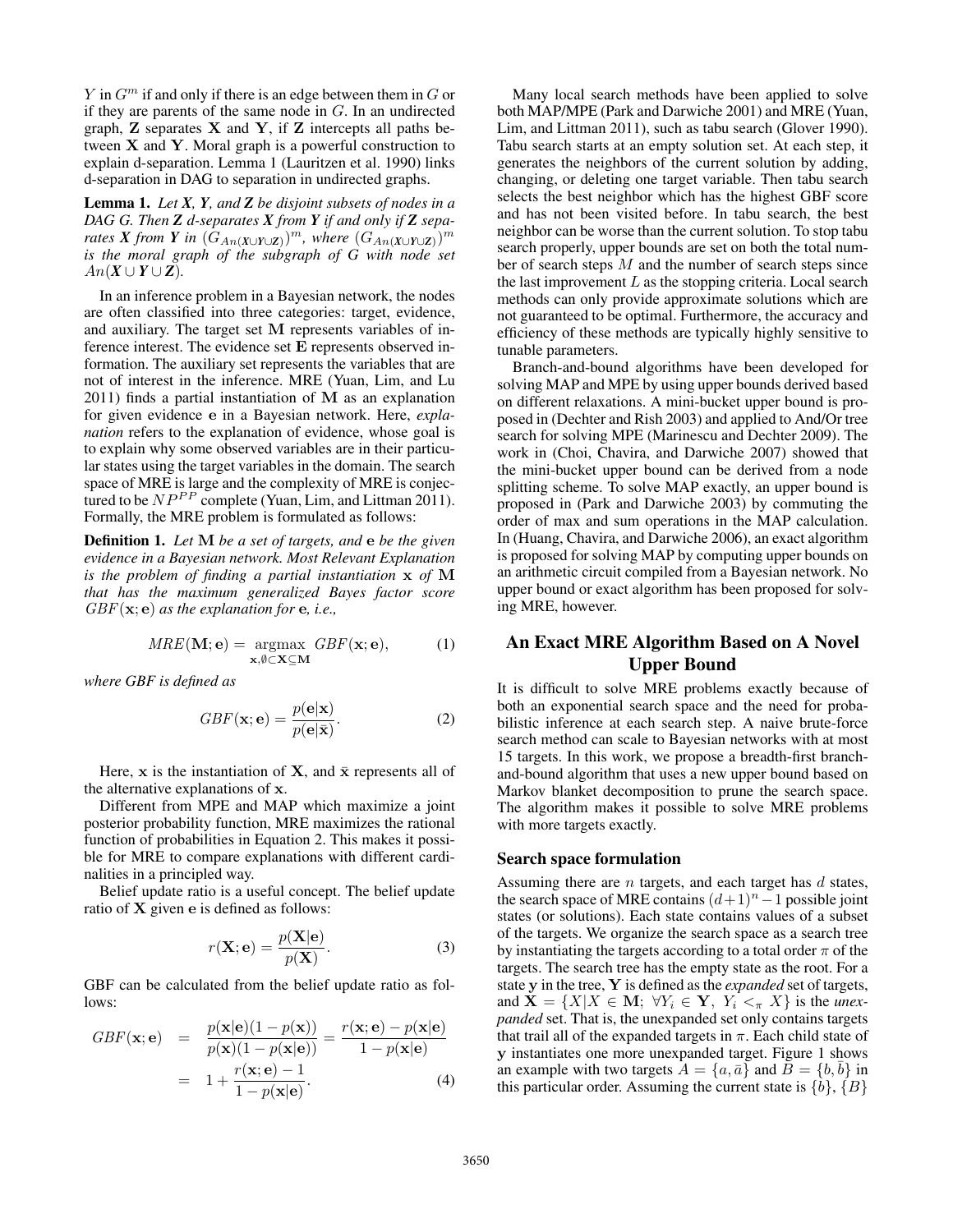$Y$ in $G^m$ if and only if there is an edge between them in $G$ or if they are parents of the same node in $G$. In an undirected graph, $\mathbf{Z}$ separates $\mathbf{X}$ and $\mathbf{Y}$, if $\mathbf{Z}$ intercepts all paths between $\mathbf{X}$ and $\mathbf{Y}$. Moral graph is a powerful construction to explain d-separation. Lemma 1 (Lauritzen et al. 1990) links d-separation in DAG to separation in undirected graphs.

**Lemma 1.** *Let $\boldsymbol{X}$, $\boldsymbol{Y}$, and $\boldsymbol{Z}$ be disjoint subsets of nodes in a DAG G. Then $\boldsymbol{Z}$ d-separates $\boldsymbol{X}$ from $\boldsymbol{Y}$ if and only if $\boldsymbol{Z}$ separates $\boldsymbol{X}$ from $\boldsymbol{Y}$ in $(G_{An(\boldsymbol{X}\cup\boldsymbol{Y}\cup\boldsymbol{Z})})^m$, where $(G_{An(\boldsymbol{X}\cup\boldsymbol{Y}\cup\boldsymbol{Z})})^m$ is the moral graph of the subgraph of G with node set $An(\boldsymbol{X}\cup\boldsymbol{Y}\cup\boldsymbol{Z})$.*

In an inference problem in a Bayesian network, the nodes are often classified into three categories: target, evidence, and auxiliary. The target set $\mathbf{M}$ represents variables of inference interest. The evidence set $\mathbf{E}$ represents observed information. The auxiliary set represents the variables that are not of interest in the inference. MRE (Yuan, Lim, and Lu 2011) finds a partial instantiation of $\mathbf{M}$ as an explanation for given evidence $\mathbf{e}$ in a Bayesian network. Here, *explanation* refers to the explanation of evidence, whose goal is to explain why some observed variables are in their particular states using the target variables in the domain. The search space of MRE is large and the complexity of MRE is conjectured to be $NP^{PP}$ complete (Yuan, Lim, and Littman 2011). Formally, the MRE problem is formulated as follows:

**Definition 1.** *Let $\mathbf{M}$ be a set of targets, and $\mathbf{e}$ be the given evidence in a Bayesian network. Most Relevant Explanation is the problem of finding a partial instantiation $\mathbf{x}$ of $\mathbf{M}$ that has the maximum generalized Bayes factor score $GBF(\mathbf{x};\mathbf{e})$ as the explanation for $\mathbf{e}$, i.e.,*

$$MRE(\mathbf{M};\mathbf{e}) = \underset{\mathbf{x},\emptyset\subset\mathbf{X}\subseteq\mathbf{M}}{\operatorname{argmax}}\ GBF(\mathbf{x};\mathbf{e}), \tag{1}$$

*where GBF is defined as*

$$GBF(\mathbf{x};\mathbf{e}) = \frac{p(\mathbf{e}|\mathbf{x})}{p(\mathbf{e}|\bar{\mathbf{x}})}. \tag{2}$$

Here, $\mathbf{x}$ is the instantiation of $\mathbf{X}$, and $\bar{\mathbf{x}}$ represents all of the alternative explanations of $\mathbf{x}$.

Different from MPE and MAP which maximize a joint posterior probability function, MRE maximizes the rational function of probabilities in Equation 2. This makes it possible for MRE to compare explanations with different cardinalities in a principled way.

Belief update ratio is a useful concept. The belief update ratio of $\mathbf{X}$ given $\mathbf{e}$ is defined as follows:

$$r(\mathbf{X};\mathbf{e}) = \frac{p(\mathbf{X}|\mathbf{e})}{p(\mathbf{X})}. \tag{3}$$

GBF can be calculated from the belief update ratio as follows:

$$\begin{aligned} GBF(\mathbf{x};\mathbf{e}) &= \frac{p(\mathbf{x}|\mathbf{e})(1-p(\mathbf{x}))}{p(\mathbf{x})(1-p(\mathbf{x}|\mathbf{e}))} = \frac{r(\mathbf{x};\mathbf{e})-p(\mathbf{x}|\mathbf{e})}{1-p(\mathbf{x}|\mathbf{e})} \\ &= 1+\frac{r(\mathbf{x};\mathbf{e})-1}{1-p(\mathbf{x}|\mathbf{e})}. \end{aligned} \tag{4}$$

Many local search methods have been applied to solve both MAP/MPE (Park and Darwiche 2001) and MRE (Yuan, Lim, and Littman 2011), such as tabu search (Glover 1990). Tabu search starts at an empty solution set. At each step, it generates the neighbors of the current solution by adding, changing, or deleting one target variable. Then tabu search selects the best neighbor which has the highest GBF score and has not been visited before. In tabu search, the best neighbor can be worse than the current solution. To stop tabu search properly, upper bounds are set on both the total number of search steps $M$ and the number of search steps since the last improvement $L$ as the stopping criteria. Local search methods can only provide approximate solutions which are not guaranteed to be optimal. Furthermore, the accuracy and efficiency of these methods are typically highly sensitive to tunable parameters.

Branch-and-bound algorithms have been developed for solving MAP and MPE by using upper bounds derived based on different relaxations. A mini-bucket upper bound is proposed in (Dechter and Rish 2003) and applied to And/Or tree search for solving MPE (Marinescu and Dechter 2009). The work in (Choi, Chavira, and Darwiche 2007) showed that the mini-bucket upper bound can be derived from a node splitting scheme. To solve MAP exactly, an upper bound is proposed in (Park and Darwiche 2003) by commuting the order of max and sum operations in the MAP calculation. In (Huang, Chavira, and Darwiche 2006), an exact algorithm is proposed for solving MAP by computing upper bounds on an arithmetic circuit compiled from a Bayesian network. No upper bound or exact algorithm has been proposed for solving MRE, however.

## An Exact MRE Algorithm Based on A Novel Upper Bound

It is difficult to solve MRE problems exactly because of both an exponential search space and the need for probabilistic inference at each search step. A naive brute-force search method can scale to Bayesian networks with at most 15 targets. In this work, we propose a breadth-first branch-and-bound algorithm that uses a new upper bound based on Markov blanket decomposition to prune the search space. The algorithm makes it possible to solve MRE problems with more targets exactly.

### Search space formulation

Assuming there are $n$ targets, and each target has $d$ states, the search space of MRE contains $(d+1)^n-1$ possible joint states (or solutions). Each state contains values of a subset of the targets. We organize the search space as a search tree by instantiating the targets according to a total order $\pi$ of the targets. The search tree has the empty state as the root. For a state $\mathbf{y}$ in the tree, $\mathbf{Y}$ is defined as the *expanded* set of targets, and $\mathbf{X} = \{X | X \in \mathbf{M};\ \forall Y_i \in \mathbf{Y},\ Y_i <_\pi X\}$ is the *unexpanded* set. That is, the unexpanded set only contains targets that trail all of the expanded targets in $\pi$. Each child state of $\mathbf{y}$ instantiates one more unexpanded target. Figure 1 shows an example with two targets $A = \{a, \bar{a}\}$ and $B = \{b, \bar{b}\}$ in this particular order. Assuming the current state is $\{b\}$, $\{B\}$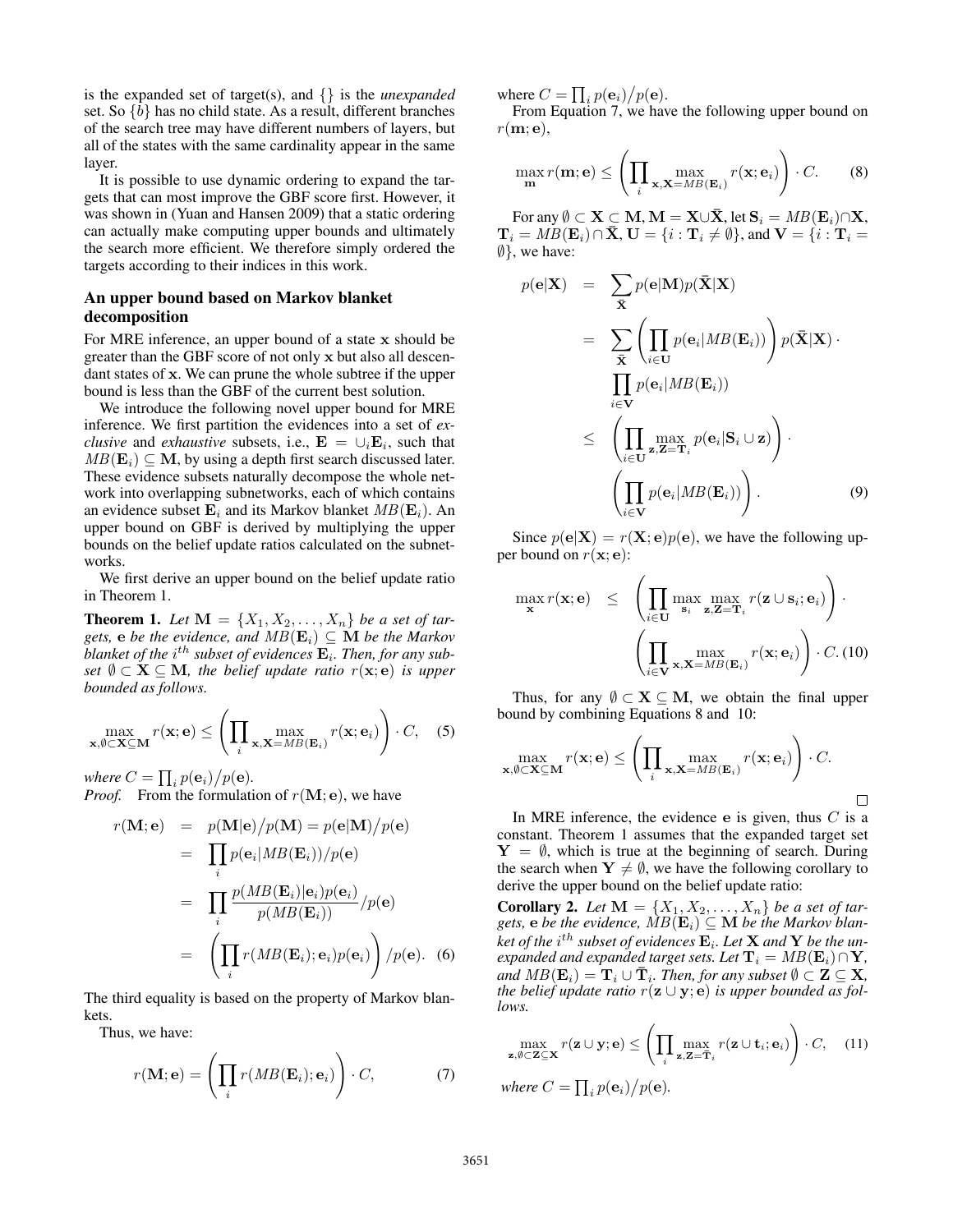is the expanded set of target(s), and $\{\}$ is the *unexpanded* set. So $\{b\}$ has no child state. As a result, different branches of the search tree may have different numbers of layers, but all of the states with the same cardinality appear in the same layer.

It is possible to use dynamic ordering to expand the targets that can most improve the GBF score first. However, it was shown in (Yuan and Hansen 2009) that a static ordering can actually make computing upper bounds and ultimately the search more efficient. We therefore simply ordered the targets according to their indices in this work.

## An upper bound based on Markov blanket decomposition

For MRE inference, an upper bound of a state $\mathbf{x}$ should be greater than the GBF score of not only $\mathbf{x}$ but also all descendant states of $\mathbf{x}$. We can prune the whole subtree if the upper bound is less than the GBF of the current best solution.

We introduce the following novel upper bound for MRE inference. We first partition the evidences into a set of *exclusive* and *exhaustive* subsets, i.e., $\mathbf{E} = \cup_i \mathbf{E}_i$, such that $MB(\mathbf{E}_i) \subseteq \mathbf{M}$, by using a depth first search discussed later. These evidence subsets naturally decompose the whole network into overlapping subnetworks, each of which contains an evidence subset $\mathbf{E}_i$ and its Markov blanket $MB(\mathbf{E}_i)$. An upper bound on GBF is derived by multiplying the upper bounds on the belief update ratios calculated on the subnetworks.

We first derive an upper bound on the belief update ratio in Theorem 1.

**Theorem 1.** *Let $\mathbf{M} = \{X_1, X_2, \ldots, X_n\}$ be a set of targets, $\mathbf{e}$ be the evidence, and $MB(\mathbf{E}_i) \subseteq \mathbf{M}$ be the Markov blanket of the $i^{th}$ subset of evidences $\mathbf{E}_i$. Then, for any subset $\emptyset \subset \mathbf{X} \subseteq \mathbf{M}$, the belief update ratio $r(\mathbf{x}; \mathbf{e})$ is upper bounded as follows.*

$$\max_{\mathbf{x}, \emptyset \subset \mathbf{X} \subseteq \mathbf{M}} r(\mathbf{x}; \mathbf{e}) \leq \left( \prod_i \max_{\mathbf{x}, \mathbf{X} = MB(\mathbf{E}_i)} r(\mathbf{x}; \mathbf{e}_i) \right) \cdot C, \quad (5)$$

*where $C = \prod_i p(\mathbf{e}_i) / p(\mathbf{e})$.*

*Proof.* From the formulation of $r(\mathbf{M}; \mathbf{e})$, we have

$$\begin{aligned} r(\mathbf{M}; \mathbf{e}) &= p(\mathbf{M}|\mathbf{e}) / p(\mathbf{M}) = p(\mathbf{e}|\mathbf{M}) / p(\mathbf{e}) \\ &= \prod_i p(\mathbf{e}_i | MB(\mathbf{E}_i)) / p(\mathbf{e}) \\ &= \prod_i \frac{p(MB(\mathbf{E}_i)|\mathbf{e}_i) p(\mathbf{e}_i)}{p(MB(\mathbf{E}_i))} / p(\mathbf{e}) \\ &= \left( \prod_i r(MB(\mathbf{E}_i); \mathbf{e}_i) p(\mathbf{e}_i) \right) / p(\mathbf{e}). \quad (6) \end{aligned}$$

The third equality is based on the property of Markov blankets.

Thus, we have:

$$r(\mathbf{M}; \mathbf{e}) = \left( \prod_i r(MB(\mathbf{E}_i); \mathbf{e}_i) \right) \cdot C, \quad (7)$$

where $C = \prod_i p(\mathbf{e}_i) / p(\mathbf{e})$.

From Equation 7, we have the following upper bound on $r(\mathbf{m}; \mathbf{e})$,

$$\max_{\mathbf{m}} r(\mathbf{m}; \mathbf{e}) \leq \left( \prod_i \max_{\mathbf{x}, \mathbf{X} = MB(\mathbf{E}_i)} r(\mathbf{x}; \mathbf{e}_i) \right) \cdot C. \quad (8)$$

For any $\emptyset \subset \mathbf{X} \subset \mathbf{M}$, $\mathbf{M} = \mathbf{X} \cup \bar{\mathbf{X}}$, let $\mathbf{S}_i = MB(\mathbf{E}_i) \cap \mathbf{X}$, $\mathbf{T}_i = MB(\mathbf{E}_i) \cap \bar{\mathbf{X}}$, $\mathbf{U} = \{i : \mathbf{T}_i \neq \emptyset\}$, and $\mathbf{V} = \{i : \mathbf{T}_i = \emptyset\}$, we have:

$$\begin{aligned} p(\mathbf{e}|\mathbf{X}) &= \sum_{\bar{\mathbf{X}}} p(\mathbf{e}|\mathbf{M}) p(\bar{\mathbf{X}}|\mathbf{X}) \\ &= \sum_{\bar{\mathbf{X}}} \left( \prod_{i \in \mathbf{U}} p(\mathbf{e}_i | MB(\mathbf{E}_i)) \right) p(\bar{\mathbf{X}}|\mathbf{X}) \cdot \\ &\quad \prod_{i \in \mathbf{V}} p(\mathbf{e}_i | MB(\mathbf{E}_i)) \\ &\leq \left( \prod_{i \in \mathbf{U}} \max_{\mathbf{z}, \mathbf{Z} = \mathbf{T}_i} p(\mathbf{e}_i | \mathbf{S}_i \cup \mathbf{z}) \right) \cdot \\ &\quad \left( \prod_{i \in \mathbf{V}} p(\mathbf{e}_i | MB(\mathbf{E}_i)) \right). \quad (9) \end{aligned}$$

Since $p(\mathbf{e}|\mathbf{X}) = r(\mathbf{X}; \mathbf{e}) p(\mathbf{e})$, we have the following upper bound on $r(\mathbf{x}; \mathbf{e})$:

$$\begin{aligned} \max_{\mathbf{x}} r(\mathbf{x}; \mathbf{e}) &\leq \left( \prod_{i \in \mathbf{U}} \max_{\mathbf{s}_i} \max_{\mathbf{z}, \mathbf{Z} = \mathbf{T}_i} r(\mathbf{z} \cup \mathbf{s}_i; \mathbf{e}_i) \right) \cdot \\ &\quad \left( \prod_{i \in \mathbf{V}} \max_{\mathbf{x}, \mathbf{X} = MB(\mathbf{E}_i)} r(\mathbf{x}; \mathbf{e}_i) \right) \cdot C. \quad (10) \end{aligned}$$

Thus, for any $\emptyset \subset \mathbf{X} \subseteq \mathbf{M}$, we obtain the final upper bound by combining Equations 8 and 10:

$$\max_{\mathbf{x}, \emptyset \subset \mathbf{X} \subseteq \mathbf{M}} r(\mathbf{x}; \mathbf{e}) \leq \left( \prod_i \max_{\mathbf{x}, \mathbf{X} = MB(\mathbf{E}_i)} r(\mathbf{x}; \mathbf{e}_i) \right) \cdot C.$$

□

In MRE inference, the evidence $\mathbf{e}$ is given, thus $C$ is a constant. Theorem 1 assumes that the expanded target set $\mathbf{Y} = \emptyset$, which is true at the beginning of search. During the search when $\mathbf{Y} \neq \emptyset$, we have the following corollary to derive the upper bound on the belief update ratio:

**Corollary 2.** *Let $\mathbf{M} = \{X_1, X_2, \ldots, X_n\}$ be a set of targets, $\mathbf{e}$ be the evidence, $MB(\mathbf{E}_i) \subseteq \mathbf{M}$ be the Markov blanket of the $i^{th}$ subset of evidences $\mathbf{E}_i$. Let $\mathbf{X}$ and $\mathbf{Y}$ be the unexpanded and expanded target sets. Let $\mathbf{T}_i = MB(\mathbf{E}_i) \cap \mathbf{Y}$, and $MB(\mathbf{E}_i) = \mathbf{T}_i \cup \bar{\mathbf{T}}_i$. Then, for any subset $\emptyset \subset \mathbf{Z} \subseteq \mathbf{X}$, the belief update ratio $r(\mathbf{z} \cup \mathbf{y}; \mathbf{e})$ is upper bounded as follows.*

$$\max_{\mathbf{z}, \emptyset \subset \mathbf{Z} \subseteq \mathbf{X}} r(\mathbf{z} \cup \mathbf{y}; \mathbf{e}) \leq \left( \prod_i \max_{\mathbf{z}, \mathbf{Z} = \bar{\mathbf{T}}_i} r(\mathbf{z} \cup \mathbf{t}_i; \mathbf{e}_i) \right) \cdot C, \quad (11)$$

*where $C = \prod_i p(\mathbf{e}_i) / p(\mathbf{e})$.*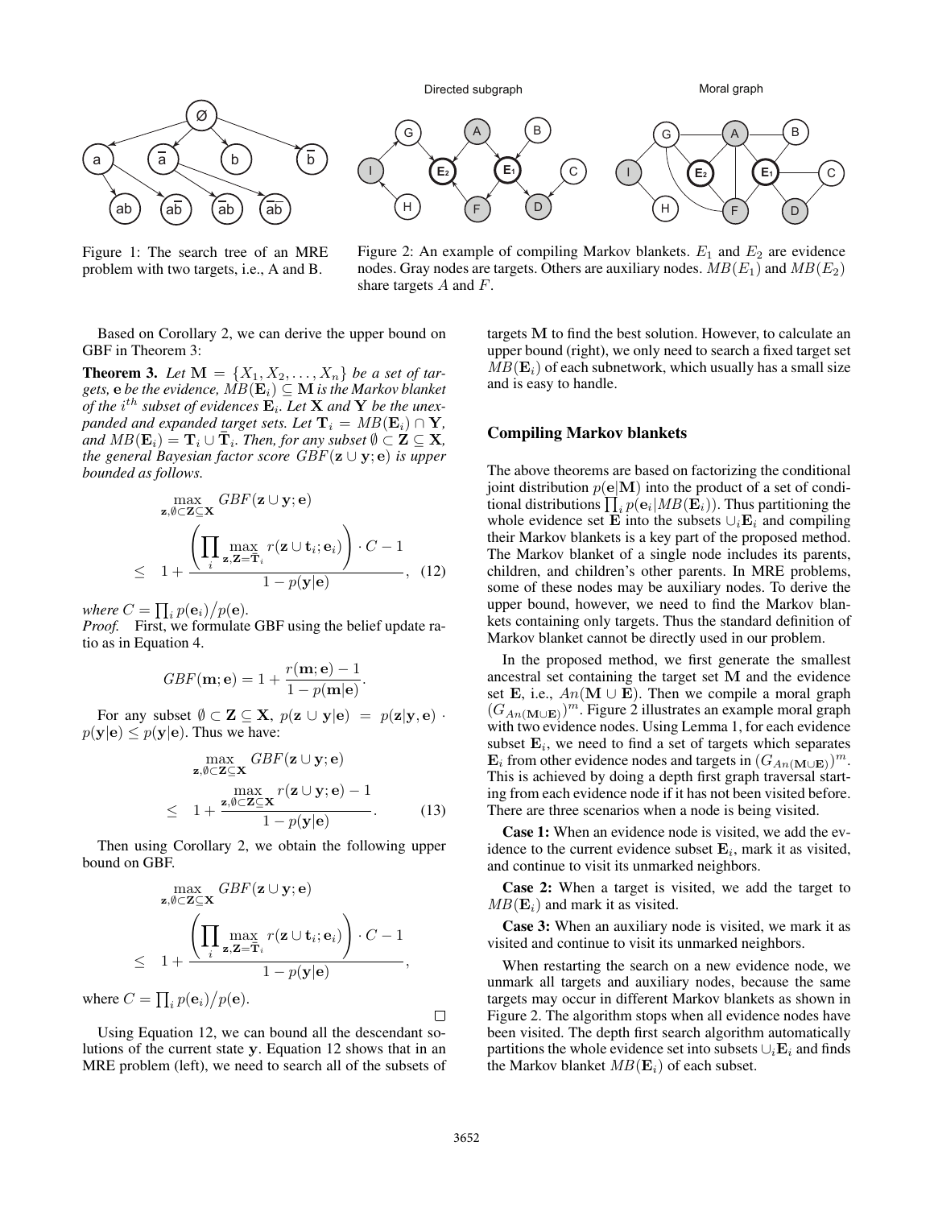Figure 1: The search tree of an MRE problem with two targets, i.e., A and B.

Figure 2: An example of compiling Markov blankets. $E_1$ and $E_2$ are evidence nodes. Gray nodes are targets. Others are auxiliary nodes. $MB(E_1)$ and $MB(E_2)$ share targets $A$ and $F$.

Based on Corollary 2, we can derive the upper bound on GBF in Theorem 3:

**Theorem 3.** *Let $\mathbf{M} = \{X_1, X_2, \ldots, X_n\}$ be a set of targets, $\mathbf{e}$ be the evidence, $MB(\mathbf{E}_i) \subseteq \mathbf{M}$ is the Markov blanket of the $i^{th}$ subset of evidences $\mathbf{E}_i$. Let $\mathbf{X}$ and $\mathbf{Y}$ be the unexpanded and expanded target sets. Let $\mathbf{T}_i = MB(\mathbf{E}_i) \cap \mathbf{Y}$, and $MB(\mathbf{E}_i) = \mathbf{T}_i \cup \bar{\mathbf{T}}_i$. Then, for any subset $\emptyset \subset \mathbf{Z} \subseteq \mathbf{X}$, the general Bayesian factor score $GBF(\mathbf{z} \cup \mathbf{y}; \mathbf{e})$ is upper bounded as follows.*

$$\max_{\mathbf{z}, \emptyset \subset \mathbf{Z} \subseteq \mathbf{X}} GBF(\mathbf{z} \cup \mathbf{y}; \mathbf{e}) \leq 1 + \frac{\left( \prod_i \max_{\mathbf{z}, \mathbf{Z} = \bar{\mathbf{T}}_i} r(\mathbf{z} \cup \mathbf{t}_i; \mathbf{e}_i) \right) \cdot C - 1}{1 - p(\mathbf{y}|\mathbf{e})}, \quad (12)$$

*where $C = \prod_i p(\mathbf{e}_i) / p(\mathbf{e})$.*

*Proof.* First, we formulate GBF using the belief update ratio as in Equation 4.

$$GBF(\mathbf{m}; \mathbf{e}) = 1 + \frac{r(\mathbf{m}; \mathbf{e}) - 1}{1 - p(\mathbf{m}|\mathbf{e})}.$$

For any subset $\emptyset \subset \mathbf{Z} \subseteq \mathbf{X}$, $p(\mathbf{z} \cup \mathbf{y}|\mathbf{e}) = p(\mathbf{z}|\mathbf{y}, \mathbf{e}) \cdot p(\mathbf{y}|\mathbf{e}) \leq p(\mathbf{y}|\mathbf{e})$. Thus we have:

$$\max_{\mathbf{z}, \emptyset \subset \mathbf{Z} \subseteq \mathbf{X}} GBF(\mathbf{z} \cup \mathbf{y}; \mathbf{e}) \leq 1 + \frac{\max_{\mathbf{z}, \emptyset \subset \mathbf{Z} \subseteq \mathbf{X}} r(\mathbf{z} \cup \mathbf{y}; \mathbf{e}) - 1}{1 - p(\mathbf{y}|\mathbf{e})}. \quad (13)$$

Then using Corollary 2, we obtain the following upper bound on GBF.

$$\max_{\mathbf{z}, \emptyset \subset \mathbf{Z} \subseteq \mathbf{X}} GBF(\mathbf{z} \cup \mathbf{y}; \mathbf{e}) \leq 1 + \frac{\left( \prod_i \max_{\mathbf{z}, \mathbf{Z} = \bar{\mathbf{T}}_i} r(\mathbf{z} \cup \mathbf{t}_i; \mathbf{e}_i) \right) \cdot C - 1}{1 - p(\mathbf{y}|\mathbf{e})},$$

where $C = \prod_i p(\mathbf{e}_i) / p(\mathbf{e})$. □

Using Equation 12, we can bound all the descendant solutions of the current state $\mathbf{y}$. Equation 12 shows that in an MRE problem (left), we need to search all of the subsets of targets $\mathbf{M}$ to find the best solution. However, to calculate an upper bound (right), we only need to search a fixed target set $MB(\mathbf{E}_i)$ of each subnetwork, which usually has a small size and is easy to handle.

## Compiling Markov blankets

The above theorems are based on factorizing the conditional joint distribution $p(\mathbf{e}|\mathbf{M})$ into the product of a set of conditional distributions $\prod_i p(\mathbf{e}_i|MB(\mathbf{E}_i))$. Thus partitioning the whole evidence set $\mathbf{E}$ into the subsets $\cup_i \mathbf{E}_i$ and compiling their Markov blankets is a key part of the proposed method. The Markov blanket of a single node includes its parents, children, and children's other parents. In MRE problems, some of these nodes may be auxiliary nodes. To derive the upper bound, however, we need to find the Markov blankets containing only targets. Thus the standard definition of Markov blanket cannot be directly used in our problem.

In the proposed method, we first generate the smallest ancestral set containing the target set $\mathbf{M}$ and the evidence set $\mathbf{E}$, i.e., $An(\mathbf{M} \cup \mathbf{E})$. Then we compile a moral graph $(G_{An(\mathbf{M} \cup \mathbf{E})})^m$. Figure 2 illustrates an example moral graph with two evidence nodes. Using Lemma 1, for each evidence subset $\mathbf{E}_i$, we need to find a set of targets which separates $\mathbf{E}_i$ from other evidence nodes and targets in $(G_{An(\mathbf{M} \cup \mathbf{E})})^m$. This is achieved by doing a depth first graph traversal starting from each evidence node if it has not been visited before. There are three scenarios when a node is being visited.

**Case 1:** When an evidence node is visited, we add the evidence to the current evidence subset $\mathbf{E}_i$, mark it as visited, and continue to visit its unmarked neighbors.

**Case 2:** When a target is visited, we add the target to $MB(\mathbf{E}_i)$ and mark it as visited.

**Case 3:** When an auxiliary node is visited, we mark it as visited and continue to visit its unmarked neighbors.

When restarting the search on a new evidence node, we unmark all targets and auxiliary nodes, because the same targets may occur in different Markov blankets as shown in Figure 2. The algorithm stops when all evidence nodes have been visited. The depth first search algorithm automatically partitions the whole evidence set into subsets $\cup_i \mathbf{E}_i$ and finds the Markov blanket $MB(\mathbf{E}_i)$ of each subset.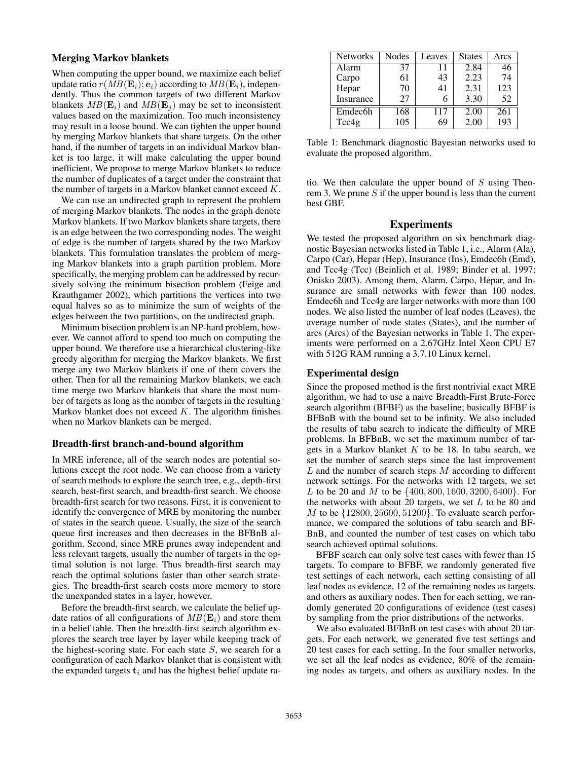### Merging Markov blankets

When computing the upper bound, we maximize each belief update ratio $r(MB(\mathbf{E}_i); \mathbf{e}_i)$ according to $MB(\mathbf{E}_i)$, independently. Thus the common targets of two different Markov blankets $MB(\mathbf{E}_i)$ and $MB(\mathbf{E}_j)$ may be set to inconsistent values based on the maximization. Too much inconsistency may result in a loose bound. We can tighten the upper bound by merging Markov blankets that share targets. On the other hand, if the number of targets in an individual Markov blanket is too large, it will make calculating the upper bound inefficient. We propose to merge Markov blankets to reduce the number of duplicates of a target under the constraint that the number of targets in a Markov blanket cannot exceed $K$.

We can use an undirected graph to represent the problem of merging Markov blankets. The nodes in the graph denote Markov blankets. If two Markov blankets share targets, there is an edge between the two corresponding nodes. The weight of edge is the number of targets shared by the two Markov blankets. This formulation translates the problem of merging Markov blankets into a graph partition problem. More specifically, the merging problem can be addressed by recursively solving the minimum bisection problem (Feige and Krauthgamer 2002), which partitions the vertices into two equal halves so as to minimize the sum of weights of the edges between the two partitions, on the undirected graph.

Minimum bisection problem is an NP-hard problem, however. We cannot afford to spend too much on computing the upper bound. We therefore use a hierarchical clustering-like greedy algorithm for merging the Markov blankets. We first merge any two Markov blankets if one of them covers the other. Then for all the remaining Markov blankets, we each time merge two Markov blankets that share the most number of targets as long as the number of targets in the resulting Markov blanket does not exceed $K$. The algorithm finishes when no Markov blankets can be merged.

### Breadth-first branch-and-bound algorithm

In MRE inference, all of the search nodes are potential solutions except the root node. We can choose from a variety of search methods to explore the search tree, e.g., depth-first search, best-first search, and breadth-first search. We choose breadth-first search for two reasons. First, it is convenient to identify the convergence of MRE by monitoring the number of states in the search queue. Usually, the size of the search queue first increases and then decreases in the BFBnB algorithm. Second, since MRE prunes away independent and less relevant targets, usually the number of targets in the optimal solution is not large. Thus breadth-first search may reach the optimal solutions faster than other search strategies. The breadth-first search costs more memory to store the unexpanded states in a layer, however.

Before the breadth-first search, we calculate the belief update ratios of all configurations of $MB(\mathbf{E}_i)$ and store them in a belief table. Then the breadth-first search algorithm explores the search tree layer by layer while keeping track of the highest-scoring state. For each state $S$, we search for a configuration of each Markov blanket that is consistent with the expanded targets $\mathbf{t}_i$ and has the highest belief update ratio. We then calculate the upper bound of $S$ using Theorem 3. We prune $S$ if the upper bound is less than the current best GBF.

| Networks | Nodes | Leaves | States | Arcs |
|---|---|---|---|---|
| Alarm | 37 | 11 | 2.84 | 46 |
| Carpo | 61 | 43 | 2.23 | 74 |
| Hepar | 70 | 41 | 2.31 | 123 |
| Insurance | 27 | 6 | 3.30 | 52 |
| Emdec6h | 168 | 117 | 2.00 | 261 |
| Tcc4g | 105 | 69 | 2.00 | 193 |

Table 1: Benchmark diagnostic Bayesian networks used to evaluate the proposed algorithm.

## Experiments

We tested the proposed algorithm on six benchmark diagnostic Bayesian networks listed in Table 1, i.e., Alarm (Ala), Carpo (Car), Hepar (Hep), Insurance (Ins), Emdec6h (Emd), and Tcc4g (Tcc) (Beinlich et al. 1989; Binder et al. 1997; Onisko 2003). Among them, Alarm, Carpo, Hepar, and Insurance are small networks with fewer than 100 nodes. Emdec6h and Tcc4g are larger networks with more than 100 nodes. We also listed the number of leaf nodes (Leaves), the average number of node states (States), and the number of arcs (Arcs) of the Bayesian networks in Table 1. The experiments were performed on a 2.67GHz Intel Xeon CPU E7 with 512G RAM running a 3.7.10 Linux kernel.

### Experimental design

Since the proposed method is the first nontrivial exact MRE algorithm, we had to use a naive Breadth-First Brute-Force search algorithm (BFBF) as the baseline; basically BFBF is BFBnB with the bound set to be infinity. We also included the results of tabu search to indicate the difficulty of MRE problems. In BFBnB, we set the maximum number of targets in a Markov blanket $K$ to be 18. In tabu search, we set the number of search steps since the last improvement $L$ and the number of search steps $M$ according to different network settings. For the networks with 12 targets, we set $L$ to be 20 and $M$ to be $\{400, 800, 1600, 3200, 6400\}$. For the networks with about 20 targets, we set $L$ to be 80 and $M$ to be $\{12800, 25600, 51200\}$. To evaluate search performance, we compared the solutions of tabu search and BFBnB, and counted the number of test cases on which tabu search achieved optimal solutions.

BFBF search can only solve test cases with fewer than 15 targets. To compare to BFBF, we randomly generated five test settings of each network, each setting consisting of all leaf nodes as evidence, 12 of the remaining nodes as targets, and others as auxiliary nodes. Then for each setting, we randomly generated 20 configurations of evidence (test cases) by sampling from the prior distributions of the networks.

We also evaluated BFBnB on test cases with about 20 targets. For each network, we generated five test settings and 20 test cases for each setting. In the four smaller networks, we set all the leaf nodes as evidence, 80% of the remaining nodes as targets, and others as auxiliary nodes. In the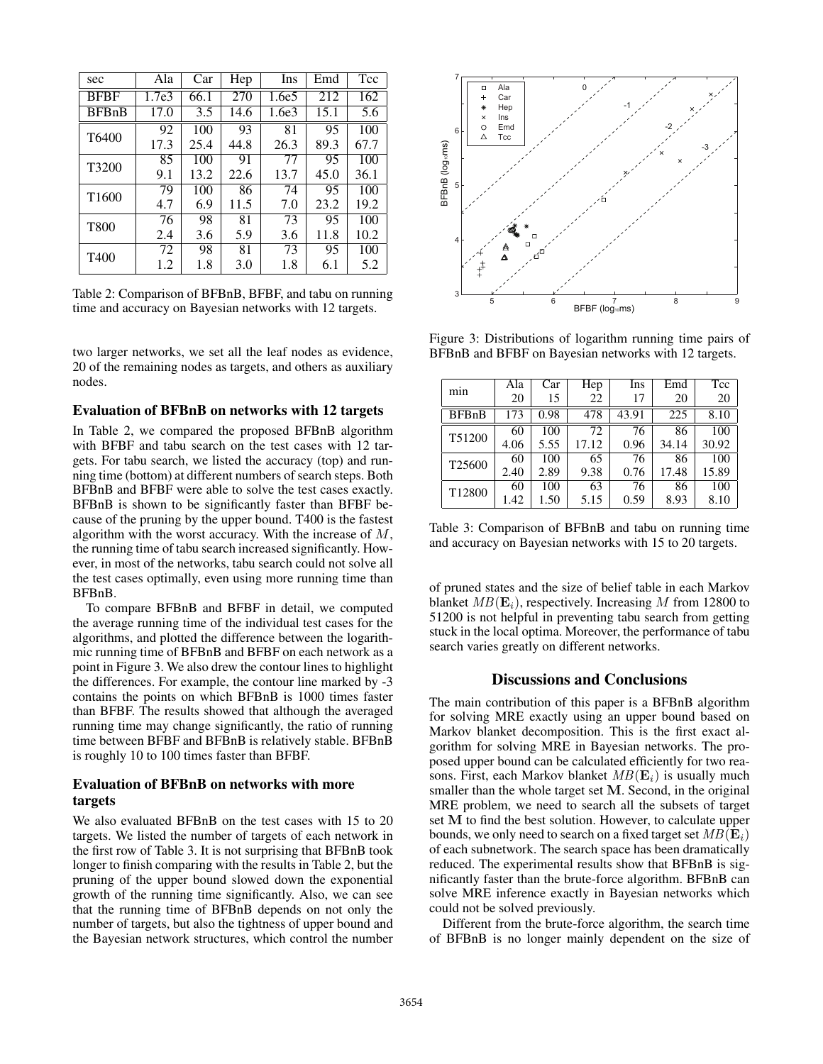| sec | Ala | Car | Hep | Ins | Emd | Tcc |
|---|---|---|---|---|---|---|
| BFBF | 1.7e3 | 66.1 | 270 | 1.6e5 | 212 | 162 |
| BFBnB | 17.0 | 3.5 | 14.6 | 1.6e3 | 15.1 | 5.6 |
| T6400 | 92 | 100 | 93 | 81 | 95 | 100 |
| | 17.3 | 25.4 | 44.8 | 26.3 | 89.3 | 67.7 |
| T3200 | 85 | 100 | 91 | 77 | 95 | 100 |
| | 9.1 | 13.2 | 22.6 | 13.7 | 45.0 | 36.1 |
| T1600 | 79 | 100 | 86 | 74 | 95 | 100 |
| | 4.7 | 6.9 | 11.5 | 7.0 | 23.2 | 19.2 |
| T800 | 76 | 98 | 81 | 73 | 95 | 100 |
| | 2.4 | 3.6 | 5.9 | 3.6 | 11.8 | 10.2 |
| T400 | 72 | 98 | 81 | 73 | 95 | 100 |
| | 1.2 | 1.8 | 3.0 | 1.8 | 6.1 | 5.2 |

Table 2: Comparison of BFBnB, BFBF, and tabu on running time and accuracy on Bayesian networks with 12 targets.

two larger networks, we set all the leaf nodes as evidence, 20 of the remaining nodes as targets, and others as auxiliary nodes.

### Evaluation of BFBnB on networks with 12 targets

In Table 2, we compared the proposed BFBnB algorithm with BFBF and tabu search on the test cases with 12 targets. For tabu search, we listed the accuracy (top) and running time (bottom) at different numbers of search steps. Both BFBnB and BFBF were able to solve the test cases exactly. BFBnB is shown to be significantly faster than BFBF because of the pruning by the upper bound. T400 is the fastest algorithm with the worst accuracy. With the increase of $M$, the running time of tabu search increased significantly. However, in most of the networks, tabu search could not solve all the test cases optimally, even using more running time than BFBnB.

To compare BFBnB and BFBF in detail, we computed the average running time of the individual test cases for the algorithms, and plotted the difference between the logarithmic running time of BFBnB and BFBF on each network as a point in Figure 3. We also drew the contour lines to highlight the differences. For example, the contour line marked by -3 contains the points on which BFBnB is 1000 times faster than BFBF. The results showed that although the averaged running time may change significantly, the ratio of running time between BFBF and BFBnB is relatively stable. BFBnB is roughly 10 to 100 times faster than BFBF.

### Evaluation of BFBnB on networks with more targets

We also evaluated BFBnB on the test cases with 15 to 20 targets. We listed the number of targets of each network in the first row of Table 3. It is not surprising that BFBnB took longer to finish comparing with the results in Table 2, but the pruning of the upper bound slowed down the exponential growth of the running time significantly. Also, we can see that the running time of BFBnB depends on not only the number of targets, but also the tightness of upper bound and the Bayesian network structures, which control the number

Figure 3: Distributions of logarithm running time pairs of BFBnB and BFBF on Bayesian networks with 12 targets.

| min | Ala | Car | Hep | Ins | Emd | Tcc |
|---|---|---|---|---|---|---|
| | 20 | 15 | 22 | 17 | 20 | 20 |
| BFBnB | 173 | 0.98 | 478 | 43.91 | 225 | 8.10 |
| T51200 | 60 | 100 | 72 | 76 | 86 | 100 |
| | 4.06 | 5.55 | 17.12 | 0.96 | 34.14 | 30.92 |
| T25600 | 60 | 100 | 65 | 76 | 86 | 100 |
| | 2.40 | 2.89 | 9.38 | 0.76 | 17.48 | 15.89 |
| T12800 | 60 | 100 | 63 | 76 | 86 | 100 |
| | 1.42 | 1.50 | 5.15 | 0.59 | 8.93 | 8.10 |

Table 3: Comparison of BFBnB and tabu on running time and accuracy on Bayesian networks with 15 to 20 targets.

of pruned states and the size of belief table in each Markov blanket $MB(\mathbf{E}_i)$, respectively. Increasing $M$ from 12800 to 51200 is not helpful in preventing tabu search from getting stuck in the local optima. Moreover, the performance of tabu search varies greatly on different networks.

## Discussions and Conclusions

The main contribution of this paper is a BFBnB algorithm for solving MRE exactly using an upper bound based on Markov blanket decomposition. This is the first exact algorithm for solving MRE in Bayesian networks. The proposed upper bound can be calculated efficiently for two reasons. First, each Markov blanket $MB(\mathbf{E}_i)$ is usually much smaller than the whole target set $\mathbf{M}$. Second, in the original MRE problem, we need to search all the subsets of target set $\mathbf{M}$ to find the best solution. However, to calculate upper bounds, we only need to search on a fixed target set $MB(\mathbf{E}_i)$ of each subnetwork. The search space has been dramatically reduced. The experimental results show that BFBnB is significantly faster than the brute-force algorithm. BFBnB can solve MRE inference exactly in Bayesian networks which could not be solved previously.

Different from the brute-force algorithm, the search time of BFBnB is no longer mainly dependent on the size of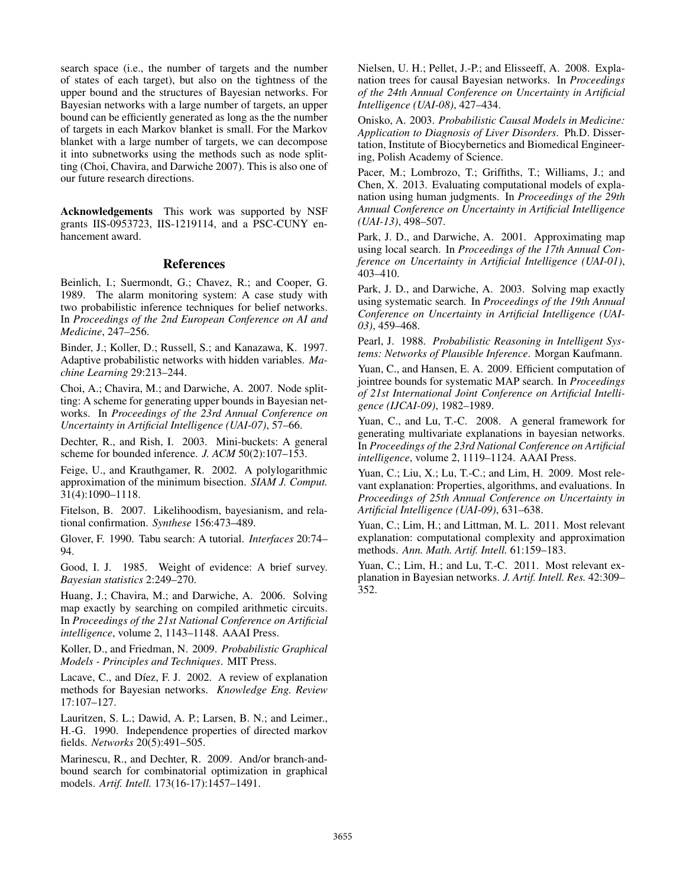search space (i.e., the number of targets and the number of states of each target), but also on the tightness of the upper bound and the structures of Bayesian networks. For Bayesian networks with a large number of targets, an upper bound can be efficiently generated as long as the the number of targets in each Markov blanket is small. For the Markov blanket with a large number of targets, we can decompose it into subnetworks using the methods such as node splitting (Choi, Chavira, and Darwiche 2007). This is also one of our future research directions.

**Acknowledgements** This work was supported by NSF grants IIS-0953723, IIS-1219114, and a PSC-CUNY enhancement award.

## References

Beinlich, I.; Suermondt, G.; Chavez, R.; and Cooper, G. 1989. The alarm monitoring system: A case study with two probabilistic inference techniques for belief networks. In *Proceedings of the 2nd European Conference on AI and Medicine*, 247–256.

Binder, J.; Koller, D.; Russell, S.; and Kanazawa, K. 1997. Adaptive probabilistic networks with hidden variables. *Machine Learning* 29:213–244.

Choi, A.; Chavira, M.; and Darwiche, A. 2007. Node splitting: A scheme for generating upper bounds in Bayesian networks. In *Proceedings of the 23rd Annual Conference on Uncertainty in Artificial Intelligence (UAI-07)*, 57–66.

Dechter, R., and Rish, I. 2003. Mini-buckets: A general scheme for bounded inference. *J. ACM* 50(2):107–153.

Feige, U., and Krauthgamer, R. 2002. A polylogarithmic approximation of the minimum bisection. *SIAM J. Comput.* 31(4):1090–1118.

Fitelson, B. 2007. Likelihoodism, bayesianism, and relational confirmation. *Synthese* 156:473–489.

Glover, F. 1990. Tabu search: A tutorial. *Interfaces* 20:74–94.

Good, I. J. 1985. Weight of evidence: A brief survey. *Bayesian statistics* 2:249–270.

Huang, J.; Chavira, M.; and Darwiche, A. 2006. Solving map exactly by searching on compiled arithmetic circuits. In *Proceedings of the 21st National Conference on Artificial intelligence*, volume 2, 1143–1148. AAAI Press.

Koller, D., and Friedman, N. 2009. *Probabilistic Graphical Models - Principles and Techniques*. MIT Press.

Lacave, C., and Díez, F. J. 2002. A review of explanation methods for Bayesian networks. *Knowledge Eng. Review* 17:107–127.

Lauritzen, S. L.; Dawid, A. P.; Larsen, B. N.; and Leimer., H.-G. 1990. Independence properties of directed markov fields. *Networks* 20(5):491–505.

Marinescu, R., and Dechter, R. 2009. And/or branch-and-bound search for combinatorial optimization in graphical models. *Artif. Intell.* 173(16-17):1457–1491.

Nielsen, U. H.; Pellet, J.-P.; and Elisseeff, A. 2008. Explanation trees for causal Bayesian networks. In *Proceedings of the 24th Annual Conference on Uncertainty in Artificial Intelligence (UAI-08)*, 427–434.

Onisko, A. 2003. *Probabilistic Causal Models in Medicine: Application to Diagnosis of Liver Disorders*. Ph.D. Dissertation, Institute of Biocybernetics and Biomedical Engineering, Polish Academy of Science.

Pacer, M.; Lombrozo, T.; Griffiths, T.; Williams, J.; and Chen, X. 2013. Evaluating computational models of explanation using human judgments. In *Proceedings of the 29th Annual Conference on Uncertainty in Artificial Intelligence (UAI-13)*, 498–507.

Park, J. D., and Darwiche, A. 2001. Approximating map using local search. In *Proceedings of the 17th Annual Conference on Uncertainty in Artificial Intelligence (UAI-01)*, 403–410.

Park, J. D., and Darwiche, A. 2003. Solving map exactly using systematic search. In *Proceedings of the 19th Annual Conference on Uncertainty in Artificial Intelligence (UAI-03)*, 459–468.

Pearl, J. 1988. *Probabilistic Reasoning in Intelligent Systems: Networks of Plausible Inference*. Morgan Kaufmann.

Yuan, C., and Hansen, E. A. 2009. Efficient computation of jointree bounds for systematic MAP search. In *Proceedings of 21st International Joint Conference on Artificial Intelligence (IJCAI-09)*, 1982–1989.

Yuan, C., and Lu, T.-C. 2008. A general framework for generating multivariate explanations in bayesian networks. In *Proceedings of the 23rd National Conference on Artificial intelligence*, volume 2, 1119–1124. AAAI Press.

Yuan, C.; Liu, X.; Lu, T.-C.; and Lim, H. 2009. Most relevant explanation: Properties, algorithms, and evaluations. In *Proceedings of 25th Annual Conference on Uncertainty in Artificial Intelligence (UAI-09)*, 631–638.

Yuan, C.; Lim, H.; and Littman, M. L. 2011. Most relevant explanation: computational complexity and approximation methods. *Ann. Math. Artif. Intell.* 61:159–183.

Yuan, C.; Lim, H.; and Lu, T.-C. 2011. Most relevant explanation in Bayesian networks. *J. Artif. Intell. Res.* 42:309–352.